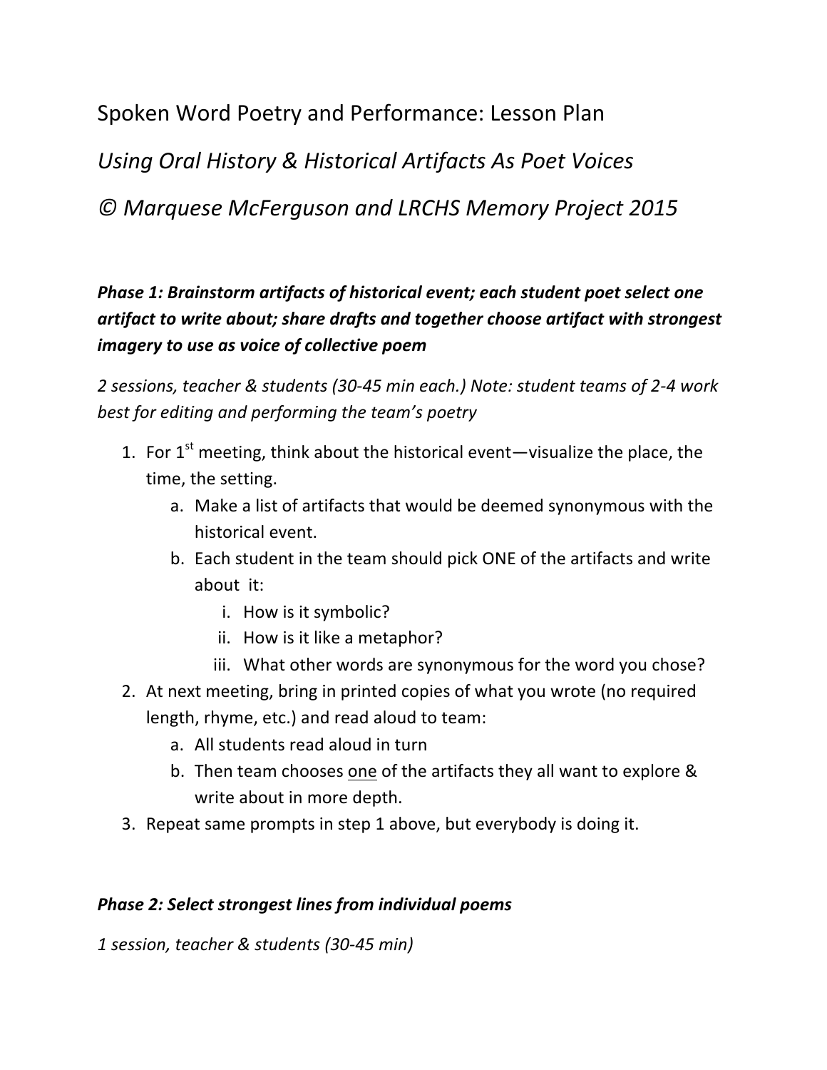# Spoken Word Poetry and Performance: Lesson Plan

## *Using Oral History & Historical Artifacts As Poet Voices*

## *© Marquese McFerguson and LRCHS Memory Project 2015*

***Phase 1: Brainstorm artifacts of historical event; each student poet select one artifact to write about; share drafts and together choose artifact with strongest imagery to use as voice of collective poem***

*2 sessions, teacher & students (30-45 min each.) Note: student teams of 2-4 work best for editing and performing the team's poetry*

1. For 1st meeting, think about the historical event—visualize the place, the time, the setting.
    a. Make a list of artifacts that would be deemed synonymous with the historical event.
    b. Each student in the team should pick ONE of the artifacts and write about it:
        i. How is it symbolic?
        ii. How is it like a metaphor?
        iii. What other words are synonymous for the word you chose?
2. At next meeting, bring in printed copies of what you wrote (no required length, rhyme, etc.) and read aloud to team:
    a. All students read aloud in turn
    b. Then team chooses <u>one</u> of the artifacts they all want to explore & write about in more depth.
3. Repeat same prompts in step 1 above, but everybody is doing it.

***Phase 2: Select strongest lines from individual poems***

*1 session, teacher & students (30-45 min)*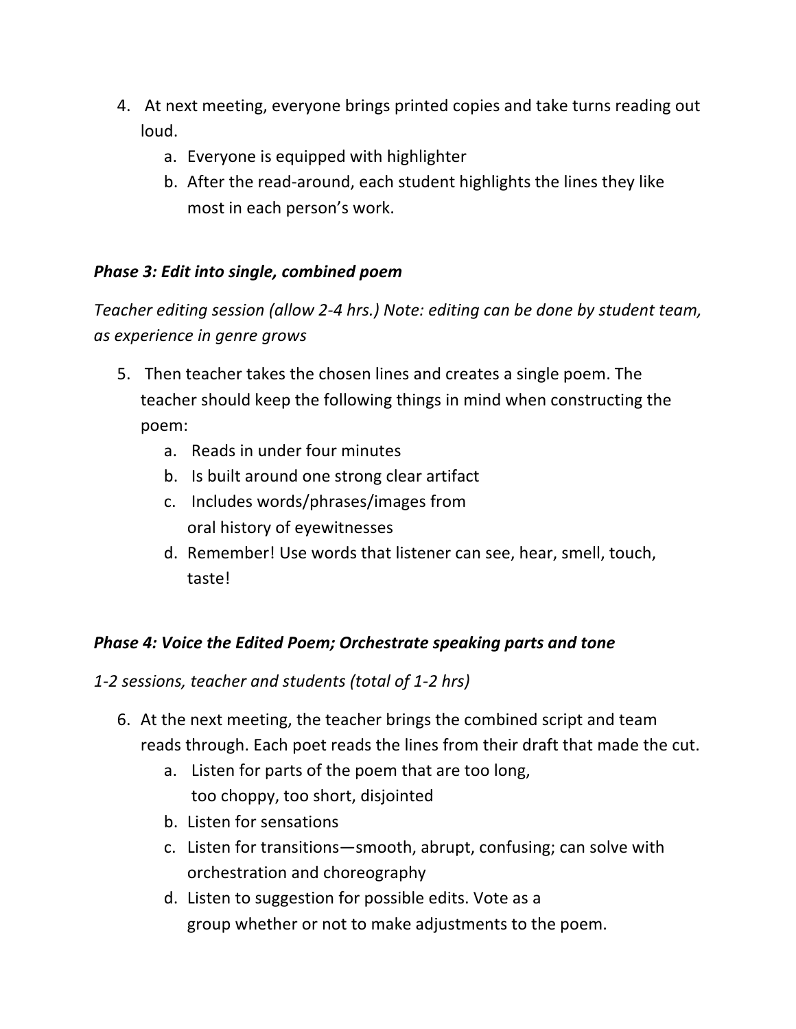4. At next meeting, everyone brings printed copies and take turns reading out loud.
    a. Everyone is equipped with highlighter
    b. After the read-around, each student highlights the lines they like most in each person's work.

***Phase 3: Edit into single, combined poem***

*Teacher editing session (allow 2-4 hrs.) Note: editing can be done by student team, as experience in genre grows*

5. Then teacher takes the chosen lines and creates a single poem. The teacher should keep the following things in mind when constructing the poem:
    a. Reads in under four minutes
    b. Is built around one strong clear artifact
    c. Includes words/phrases/images from oral history of eyewitnesses
    d. Remember! Use words that listener can see, hear, smell, touch, taste!

***Phase 4: Voice the Edited Poem; Orchestrate speaking parts and tone***

*1-2 sessions, teacher and students (total of 1-2 hrs)*

6. At the next meeting, the teacher brings the combined script and team reads through. Each poet reads the lines from their draft that made the cut.
    a. Listen for parts of the poem that are too long, too choppy, too short, disjointed
    b. Listen for sensations
    c. Listen for transitions—smooth, abrupt, confusing; can solve with orchestration and choreography
    d. Listen to suggestion for possible edits. Vote as a group whether or not to make adjustments to the poem.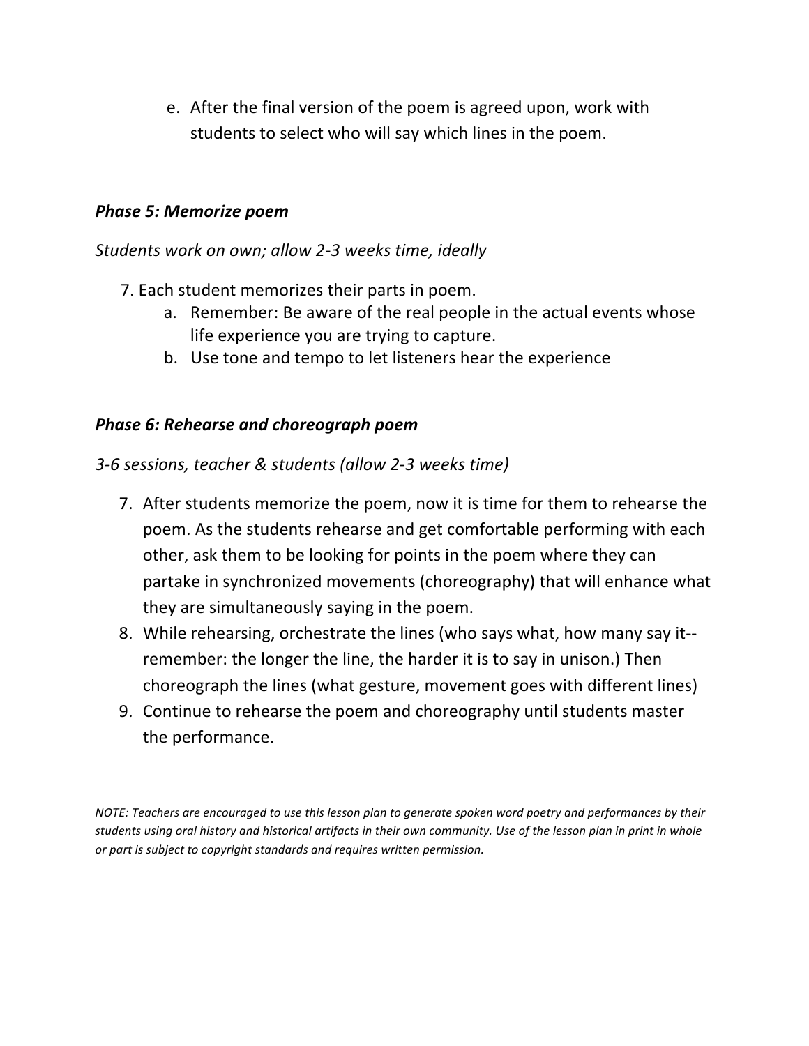e. After the final version of the poem is agreed upon, work with students to select who will say which lines in the poem.

***Phase 5: Memorize poem***

*Students work on own; allow 2-3 weeks time, ideally*

7. Each student memorizes their parts in poem.
   a. Remember: Be aware of the real people in the actual events whose life experience you are trying to capture.
   b. Use tone and tempo to let listeners hear the experience

***Phase 6: Rehearse and choreograph poem***

*3-6 sessions, teacher & students (allow 2-3 weeks time)*

7. After students memorize the poem, now it is time for them to rehearse the poem. As the students rehearse and get comfortable performing with each other, ask them to be looking for points in the poem where they can partake in synchronized movements (choreography) that will enhance what they are simultaneously saying in the poem.
8. While rehearsing, orchestrate the lines (who says what, how many say it-- remember: the longer the line, the harder it is to say in unison.) Then choreograph the lines (what gesture, movement goes with different lines)
9. Continue to rehearse the poem and choreography until students master the performance.

*NOTE: Teachers are encouraged to use this lesson plan to generate spoken word poetry and performances by their students using oral history and historical artifacts in their own community. Use of the lesson plan in print in whole or part is subject to copyright standards and requires written permission.*